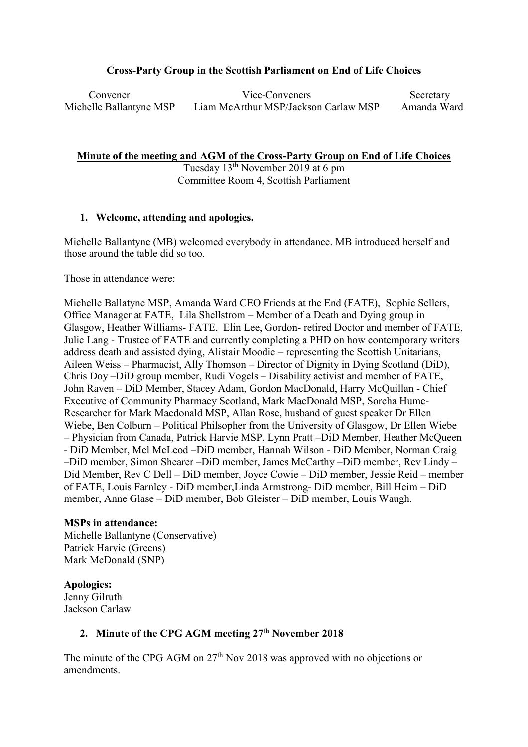**Cross-Party Group in the Scottish Parliament on End of Life Choices**

| Convener | Vice-Conveners | Secretary |
|---|---|---|
| Michelle Ballantyne MSP | Liam McArthur MSP/Jackson Carlaw MSP | Amanda Ward |

**Minute of the meeting and AGM of the Cross-Party Group on End of Life Choices**

Tuesday 13th November 2019 at 6 pm
Committee Room 4, Scottish Parliament

1. **Welcome, attending and apologies.**

Michelle Ballantyne (MB) welcomed everybody in attendance. MB introduced herself and those around the table did so too.

Those in attendance were:

Michelle Ballatyne MSP, Amanda Ward CEO Friends at the End (FATE), Sophie Sellers, Office Manager at FATE, Lila Shellstrom – Member of a Death and Dying group in Glasgow, Heather Williams- FATE, Elin Lee, Gordon- retired Doctor and member of FATE, Julie Lang - Trustee of FATE and currently completing a PHD on how contemporary writers address death and assisted dying, Alistair Moodie – representing the Scottish Unitarians, Aileen Weiss – Pharmacist, Ally Thomson – Director of Dignity in Dying Scotland (DiD), Chris Doy –DiD group member, Rudi Vogels – Disability activist and member of FATE, John Raven – DiD Member, Stacey Adam, Gordon MacDonald, Harry McQuillan - Chief Executive of Community Pharmacy Scotland, Mark MacDonald MSP, Sorcha Hume-Researcher for Mark Macdonald MSP, Allan Rose, husband of guest speaker Dr Ellen Wiebe, Ben Colburn – Political Philsopher from the University of Glasgow, Dr Ellen Wiebe – Physician from Canada, Patrick Harvie MSP, Lynn Pratt –DiD Member, Heather McQueen - DiD Member, Mel McLeod –DiD member, Hannah Wilson - DiD Member, Norman Craig –DiD member, Simon Shearer –DiD member, James McCarthy –DiD member, Rev Lindy – Did Member, Rev C Dell – DiD member, Joyce Cowie – DiD member, Jessie Reid – member of FATE, Louis Farnley - DiD member,Linda Armstrong- DiD member, Bill Heim – DiD member, Anne Glase – DiD member, Bob Gleister – DiD member, Louis Waugh.

**MSPs in attendance:**
Michelle Ballantyne (Conservative)
Patrick Harvie (Greens)
Mark McDonald (SNP)

**Apologies:**
Jenny Gilruth
Jackson Carlaw

2. **Minute of the CPG AGM meeting 27th November 2018**

The minute of the CPG AGM on 27th Nov 2018 was approved with no objections or amendments.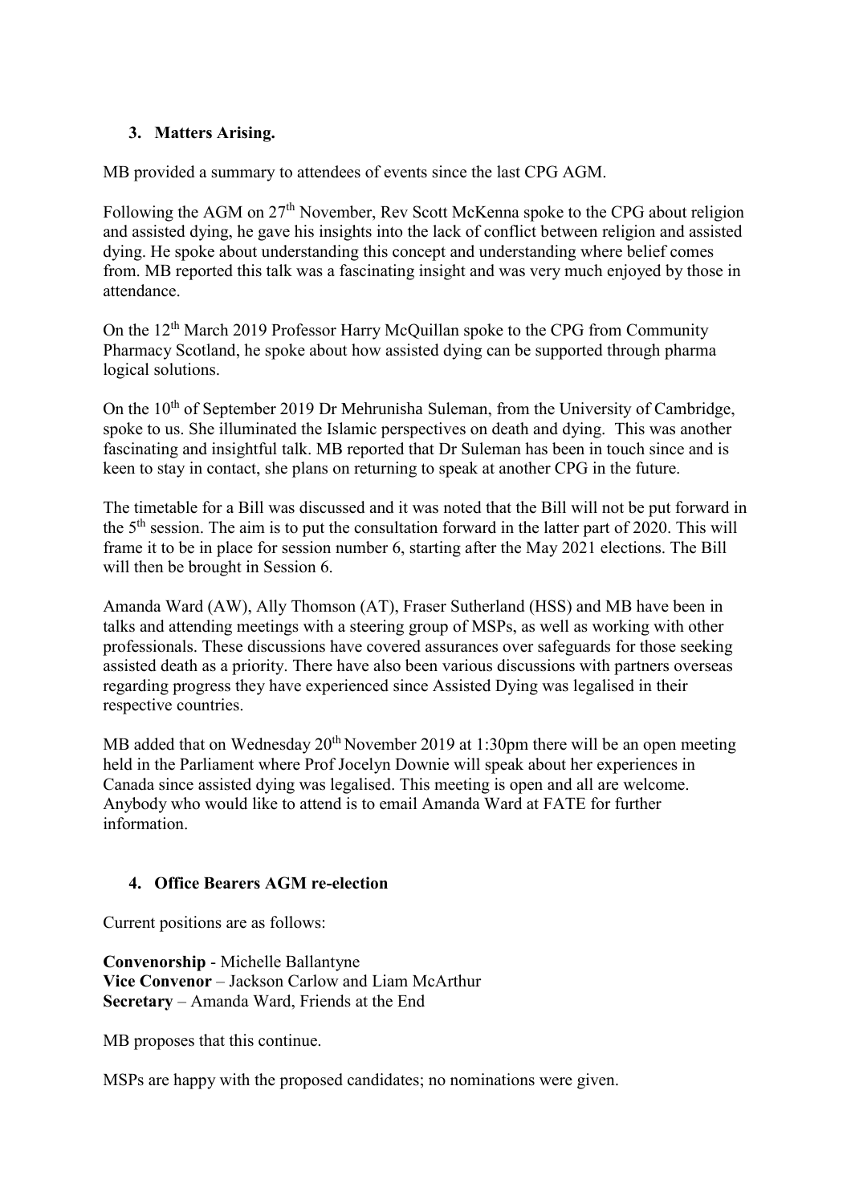## 3. Matters Arising.

MB provided a summary to attendees of events since the last CPG AGM.

Following the AGM on 27th November, Rev Scott McKenna spoke to the CPG about religion and assisted dying, he gave his insights into the lack of conflict between religion and assisted dying. He spoke about understanding this concept and understanding where belief comes from. MB reported this talk was a fascinating insight and was very much enjoyed by those in attendance.

On the 12th March 2019 Professor Harry McQuillan spoke to the CPG from Community Pharmacy Scotland, he spoke about how assisted dying can be supported through pharma logical solutions.

On the 10th of September 2019 Dr Mehrunisha Suleman, from the University of Cambridge, spoke to us. She illuminated the Islamic perspectives on death and dying. This was another fascinating and insightful talk. MB reported that Dr Suleman has been in touch since and is keen to stay in contact, she plans on returning to speak at another CPG in the future.

The timetable for a Bill was discussed and it was noted that the Bill will not be put forward in the 5th session. The aim is to put the consultation forward in the latter part of 2020. This will frame it to be in place for session number 6, starting after the May 2021 elections. The Bill will then be brought in Session 6.

Amanda Ward (AW), Ally Thomson (AT), Fraser Sutherland (HSS) and MB have been in talks and attending meetings with a steering group of MSPs, as well as working with other professionals. These discussions have covered assurances over safeguards for those seeking assisted death as a priority. There have also been various discussions with partners overseas regarding progress they have experienced since Assisted Dying was legalised in their respective countries.

MB added that on Wednesday 20th November 2019 at 1:30pm there will be an open meeting held in the Parliament where Prof Jocelyn Downie will speak about her experiences in Canada since assisted dying was legalised. This meeting is open and all are welcome. Anybody who would like to attend is to email Amanda Ward at FATE for further information.

## 4. Office Bearers AGM re-election

Current positions are as follows:

**Convenorship** - Michelle Ballantyne
**Vice Convenor** – Jackson Carlow and Liam McArthur
**Secretary** – Amanda Ward, Friends at the End

MB proposes that this continue.

MSPs are happy with the proposed candidates; no nominations were given.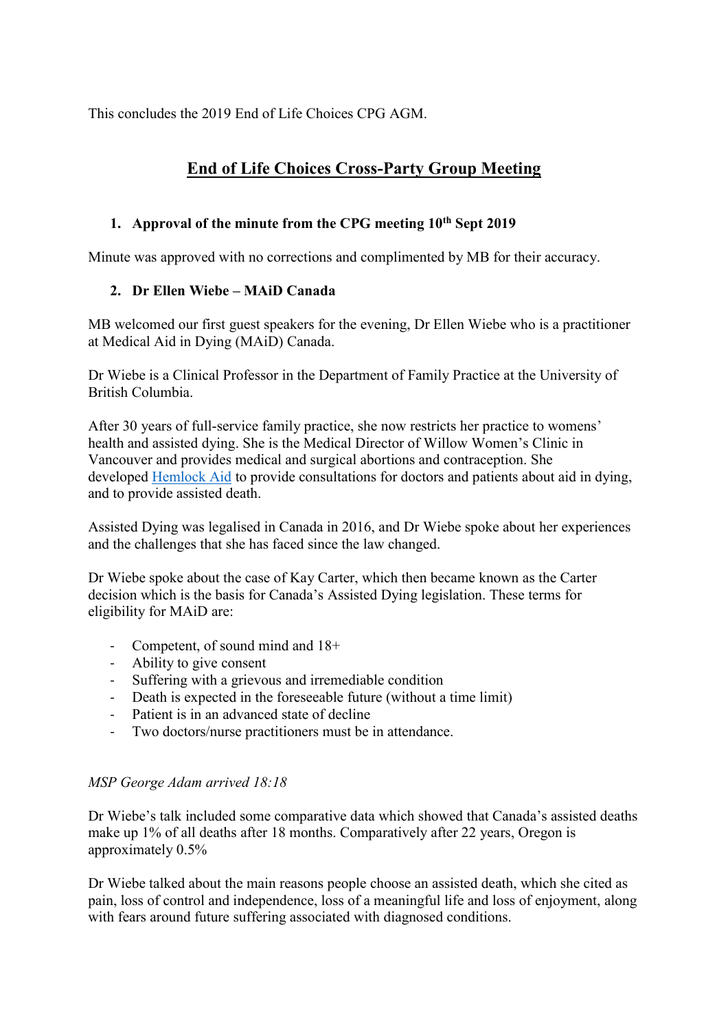This concludes the 2019 End of Life Choices CPG AGM.

# End of Life Choices Cross-Party Group Meeting

## 1. Approval of the minute from the CPG meeting 10th Sept 2019

Minute was approved with no corrections and complimented by MB for their accuracy.

## 2. Dr Ellen Wiebe – MAiD Canada

MB welcomed our first guest speakers for the evening, Dr Ellen Wiebe who is a practitioner at Medical Aid in Dying (MAiD) Canada.

Dr Wiebe is a Clinical Professor in the Department of Family Practice at the University of British Columbia.

After 30 years of full-service family practice, she now restricts her practice to womens' health and assisted dying. She is the Medical Director of Willow Women's Clinic in Vancouver and provides medical and surgical abortions and contraception. She developed Hemlock Aid to provide consultations for doctors and patients about aid in dying, and to provide assisted death.

Assisted Dying was legalised in Canada in 2016, and Dr Wiebe spoke about her experiences and the challenges that she has faced since the law changed.

Dr Wiebe spoke about the case of Kay Carter, which then became known as the Carter decision which is the basis for Canada's Assisted Dying legislation. These terms for eligibility for MAiD are:

- Competent, of sound mind and 18+
- Ability to give consent
- Suffering with a grievous and irremediable condition
- Death is expected in the foreseeable future (without a time limit)
- Patient is in an advanced state of decline
- Two doctors/nurse practitioners must be in attendance.

*MSP George Adam arrived 18:18*

Dr Wiebe's talk included some comparative data which showed that Canada's assisted deaths make up 1% of all deaths after 18 months. Comparatively after 22 years, Oregon is approximately 0.5%

Dr Wiebe talked about the main reasons people choose an assisted death, which she cited as pain, loss of control and independence, loss of a meaningful life and loss of enjoyment, along with fears around future suffering associated with diagnosed conditions.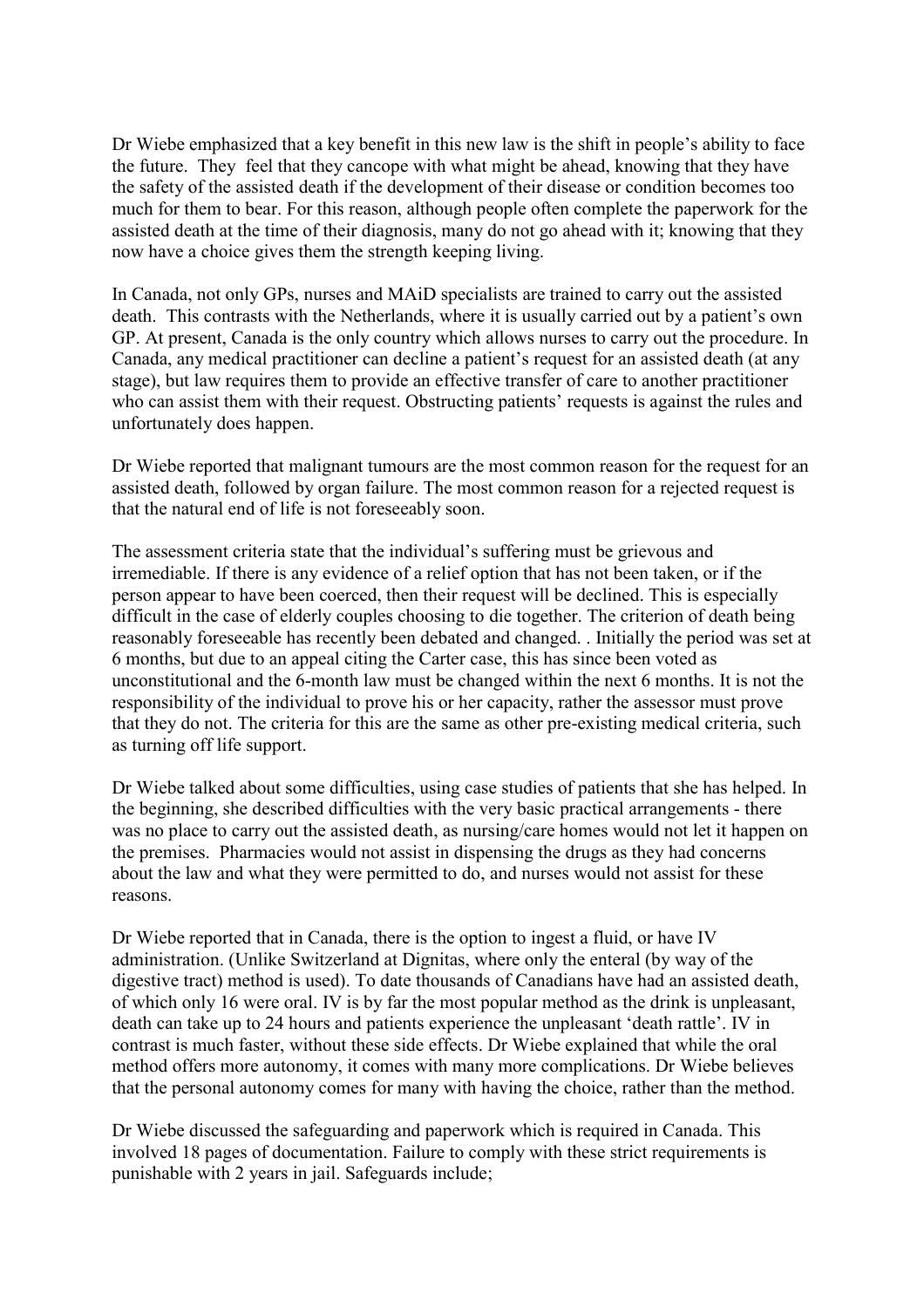Dr Wiebe emphasized that a key benefit in this new law is the shift in people's ability to face the future. They feel that they cancope with what might be ahead, knowing that they have the safety of the assisted death if the development of their disease or condition becomes too much for them to bear. For this reason, although people often complete the paperwork for the assisted death at the time of their diagnosis, many do not go ahead with it; knowing that they now have a choice gives them the strength keeping living.

In Canada, not only GPs, nurses and MAiD specialists are trained to carry out the assisted death. This contrasts with the Netherlands, where it is usually carried out by a patient's own GP. At present, Canada is the only country which allows nurses to carry out the procedure. In Canada, any medical practitioner can decline a patient's request for an assisted death (at any stage), but law requires them to provide an effective transfer of care to another practitioner who can assist them with their request. Obstructing patients' requests is against the rules and unfortunately does happen.

Dr Wiebe reported that malignant tumours are the most common reason for the request for an assisted death, followed by organ failure. The most common reason for a rejected request is that the natural end of life is not foreseeably soon.

The assessment criteria state that the individual's suffering must be grievous and irremediable. If there is any evidence of a relief option that has not been taken, or if the person appear to have been coerced, then their request will be declined. This is especially difficult in the case of elderly couples choosing to die together. The criterion of death being reasonably foreseeable has recently been debated and changed. . Initially the period was set at 6 months, but due to an appeal citing the Carter case, this has since been voted as unconstitutional and the 6-month law must be changed within the next 6 months. It is not the responsibility of the individual to prove his or her capacity, rather the assessor must prove that they do not. The criteria for this are the same as other pre-existing medical criteria, such as turning off life support.

Dr Wiebe talked about some difficulties, using case studies of patients that she has helped. In the beginning, she described difficulties with the very basic practical arrangements - there was no place to carry out the assisted death, as nursing/care homes would not let it happen on the premises. Pharmacies would not assist in dispensing the drugs as they had concerns about the law and what they were permitted to do, and nurses would not assist for these reasons.

Dr Wiebe reported that in Canada, there is the option to ingest a fluid, or have IV administration. (Unlike Switzerland at Dignitas, where only the enteral (by way of the digestive tract) method is used). To date thousands of Canadians have had an assisted death, of which only 16 were oral. IV is by far the most popular method as the drink is unpleasant, death can take up to 24 hours and patients experience the unpleasant 'death rattle'. IV in contrast is much faster, without these side effects. Dr Wiebe explained that while the oral method offers more autonomy, it comes with many more complications. Dr Wiebe believes that the personal autonomy comes for many with having the choice, rather than the method.

Dr Wiebe discussed the safeguarding and paperwork which is required in Canada. This involved 18 pages of documentation. Failure to comply with these strict requirements is punishable with 2 years in jail. Safeguards include;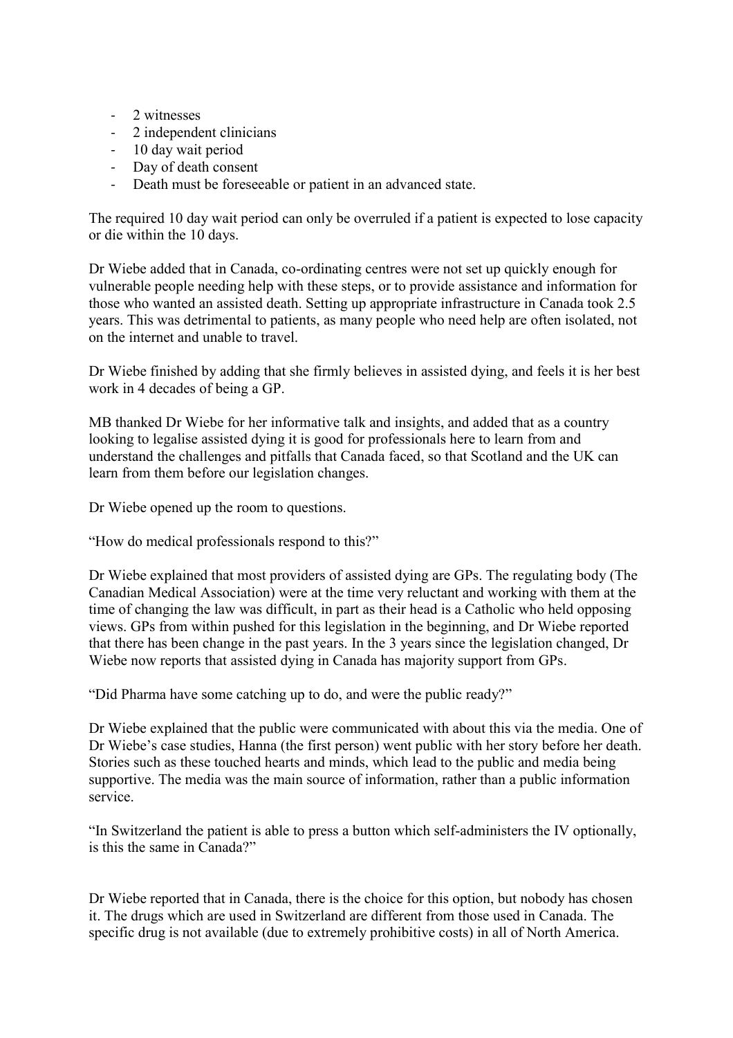- 2 witnesses
- 2 independent clinicians
- 10 day wait period
- Day of death consent
- Death must be foreseeable or patient in an advanced state.

The required 10 day wait period can only be overruled if a patient is expected to lose capacity or die within the 10 days.

Dr Wiebe added that in Canada, co-ordinating centres were not set up quickly enough for vulnerable people needing help with these steps, or to provide assistance and information for those who wanted an assisted death. Setting up appropriate infrastructure in Canada took 2.5 years. This was detrimental to patients, as many people who need help are often isolated, not on the internet and unable to travel.

Dr Wiebe finished by adding that she firmly believes in assisted dying, and feels it is her best work in 4 decades of being a GP.

MB thanked Dr Wiebe for her informative talk and insights, and added that as a country looking to legalise assisted dying it is good for professionals here to learn from and understand the challenges and pitfalls that Canada faced, so that Scotland and the UK can learn from them before our legislation changes.

Dr Wiebe opened up the room to questions.

"How do medical professionals respond to this?"

Dr Wiebe explained that most providers of assisted dying are GPs. The regulating body (The Canadian Medical Association) were at the time very reluctant and working with them at the time of changing the law was difficult, in part as their head is a Catholic who held opposing views. GPs from within pushed for this legislation in the beginning, and Dr Wiebe reported that there has been change in the past years. In the 3 years since the legislation changed, Dr Wiebe now reports that assisted dying in Canada has majority support from GPs.

"Did Pharma have some catching up to do, and were the public ready?"

Dr Wiebe explained that the public were communicated with about this via the media. One of Dr Wiebe's case studies, Hanna (the first person) went public with her story before her death. Stories such as these touched hearts and minds, which lead to the public and media being supportive. The media was the main source of information, rather than a public information service.

"In Switzerland the patient is able to press a button which self-administers the IV optionally, is this the same in Canada?"

Dr Wiebe reported that in Canada, there is the choice for this option, but nobody has chosen it. The drugs which are used in Switzerland are different from those used in Canada. The specific drug is not available (due to extremely prohibitive costs) in all of North America.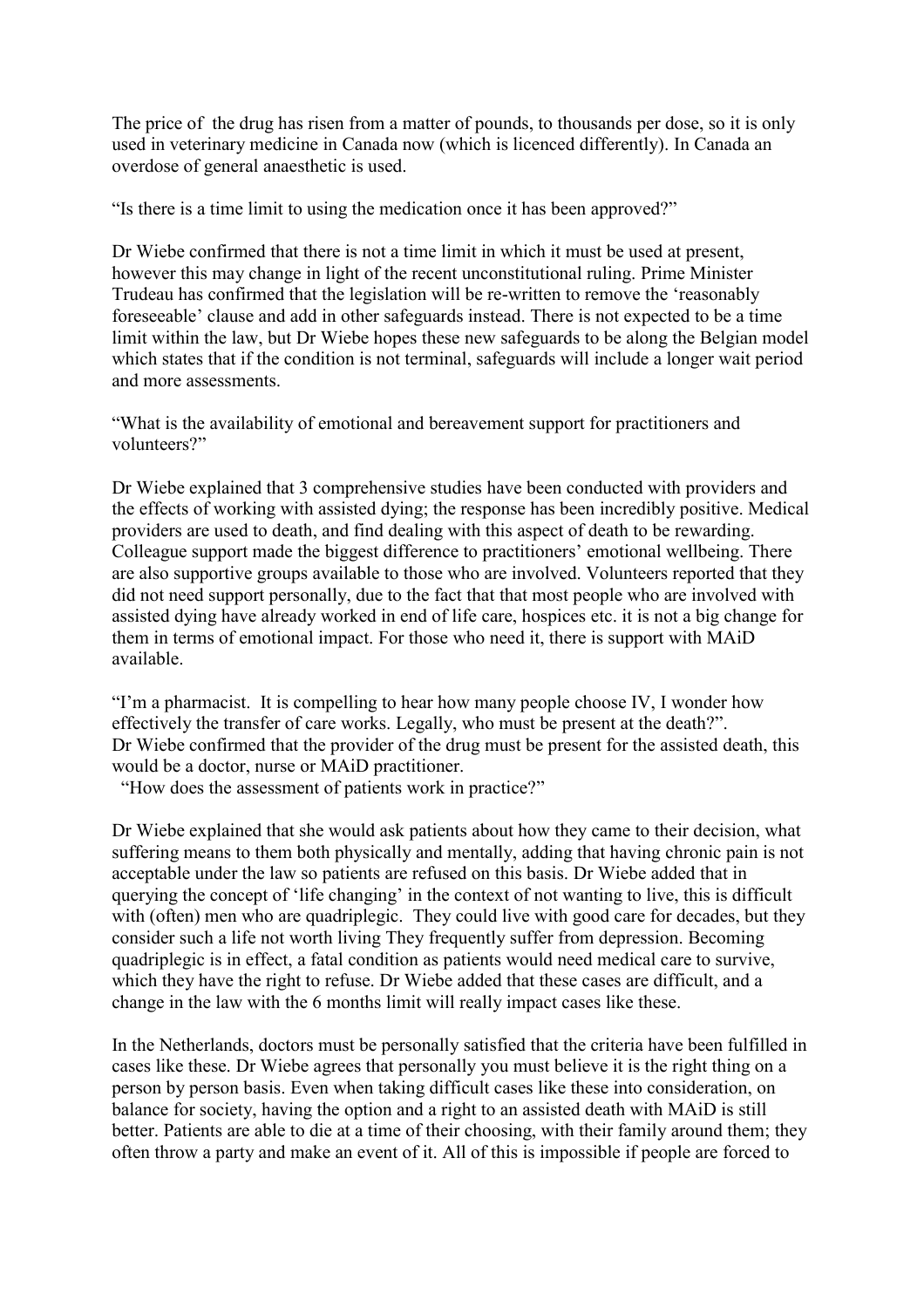The price of the drug has risen from a matter of pounds, to thousands per dose, so it is only used in veterinary medicine in Canada now (which is licenced differently). In Canada an overdose of general anaesthetic is used.

"Is there is a time limit to using the medication once it has been approved?"

Dr Wiebe confirmed that there is not a time limit in which it must be used at present, however this may change in light of the recent unconstitutional ruling. Prime Minister Trudeau has confirmed that the legislation will be re-written to remove the 'reasonably foreseeable' clause and add in other safeguards instead. There is not expected to be a time limit within the law, but Dr Wiebe hopes these new safeguards to be along the Belgian model which states that if the condition is not terminal, safeguards will include a longer wait period and more assessments.

"What is the availability of emotional and bereavement support for practitioners and volunteers?"

Dr Wiebe explained that 3 comprehensive studies have been conducted with providers and the effects of working with assisted dying; the response has been incredibly positive. Medical providers are used to death, and find dealing with this aspect of death to be rewarding. Colleague support made the biggest difference to practitioners' emotional wellbeing. There are also supportive groups available to those who are involved. Volunteers reported that they did not need support personally, due to the fact that that most people who are involved with assisted dying have already worked in end of life care, hospices etc. it is not a big change for them in terms of emotional impact. For those who need it, there is support with MAiD available.

"I'm a pharmacist. It is compelling to hear how many people choose IV, I wonder how effectively the transfer of care works. Legally, who must be present at the death?".
Dr Wiebe confirmed that the provider of the drug must be present for the assisted death, this would be a doctor, nurse or MAiD practitioner.

"How does the assessment of patients work in practice?"

Dr Wiebe explained that she would ask patients about how they came to their decision, what suffering means to them both physically and mentally, adding that having chronic pain is not acceptable under the law so patients are refused on this basis. Dr Wiebe added that in querying the concept of 'life changing' in the context of not wanting to live, this is difficult with (often) men who are quadriplegic. They could live with good care for decades, but they consider such a life not worth living They frequently suffer from depression. Becoming quadriplegic is in effect, a fatal condition as patients would need medical care to survive, which they have the right to refuse. Dr Wiebe added that these cases are difficult, and a change in the law with the 6 months limit will really impact cases like these.

In the Netherlands, doctors must be personally satisfied that the criteria have been fulfilled in cases like these. Dr Wiebe agrees that personally you must believe it is the right thing on a person by person basis. Even when taking difficult cases like these into consideration, on balance for society, having the option and a right to an assisted death with MAiD is still better. Patients are able to die at a time of their choosing, with their family around them; they often throw a party and make an event of it. All of this is impossible if people are forced to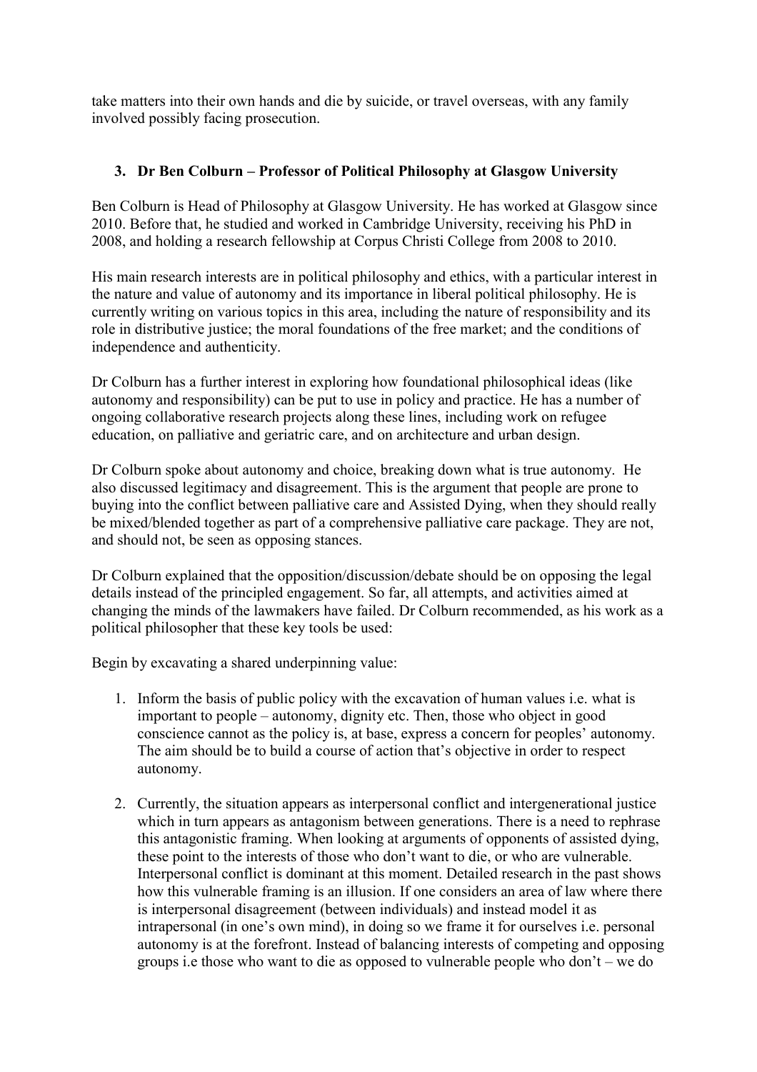take matters into their own hands and die by suicide, or travel overseas, with any family involved possibly facing prosecution.

### 3. Dr Ben Colburn – Professor of Political Philosophy at Glasgow University

Ben Colburn is Head of Philosophy at Glasgow University. He has worked at Glasgow since 2010. Before that, he studied and worked in Cambridge University, receiving his PhD in 2008, and holding a research fellowship at Corpus Christi College from 2008 to 2010.

His main research interests are in political philosophy and ethics, with a particular interest in the nature and value of autonomy and its importance in liberal political philosophy. He is currently writing on various topics in this area, including the nature of responsibility and its role in distributive justice; the moral foundations of the free market; and the conditions of independence and authenticity.

Dr Colburn has a further interest in exploring how foundational philosophical ideas (like autonomy and responsibility) can be put to use in policy and practice. He has a number of ongoing collaborative research projects along these lines, including work on refugee education, on palliative and geriatric care, and on architecture and urban design.

Dr Colburn spoke about autonomy and choice, breaking down what is true autonomy. He also discussed legitimacy and disagreement. This is the argument that people are prone to buying into the conflict between palliative care and Assisted Dying, when they should really be mixed/blended together as part of a comprehensive palliative care package. They are not, and should not, be seen as opposing stances.

Dr Colburn explained that the opposition/discussion/debate should be on opposing the legal details instead of the principled engagement. So far, all attempts, and activities aimed at changing the minds of the lawmakers have failed. Dr Colburn recommended, as his work as a political philosopher that these key tools be used:

Begin by excavating a shared underpinning value:

1. Inform the basis of public policy with the excavation of human values i.e. what is important to people – autonomy, dignity etc. Then, those who object in good conscience cannot as the policy is, at base, express a concern for peoples' autonomy. The aim should be to build a course of action that's objective in order to respect autonomy.

2. Currently, the situation appears as interpersonal conflict and intergenerational justice which in turn appears as antagonism between generations. There is a need to rephrase this antagonistic framing. When looking at arguments of opponents of assisted dying, these point to the interests of those who don't want to die, or who are vulnerable. Interpersonal conflict is dominant at this moment. Detailed research in the past shows how this vulnerable framing is an illusion. If one considers an area of law where there is interpersonal disagreement (between individuals) and instead model it as intrapersonal (in one's own mind), in doing so we frame it for ourselves i.e. personal autonomy is at the forefront. Instead of balancing interests of competing and opposing groups i.e those who want to die as opposed to vulnerable people who don't – we do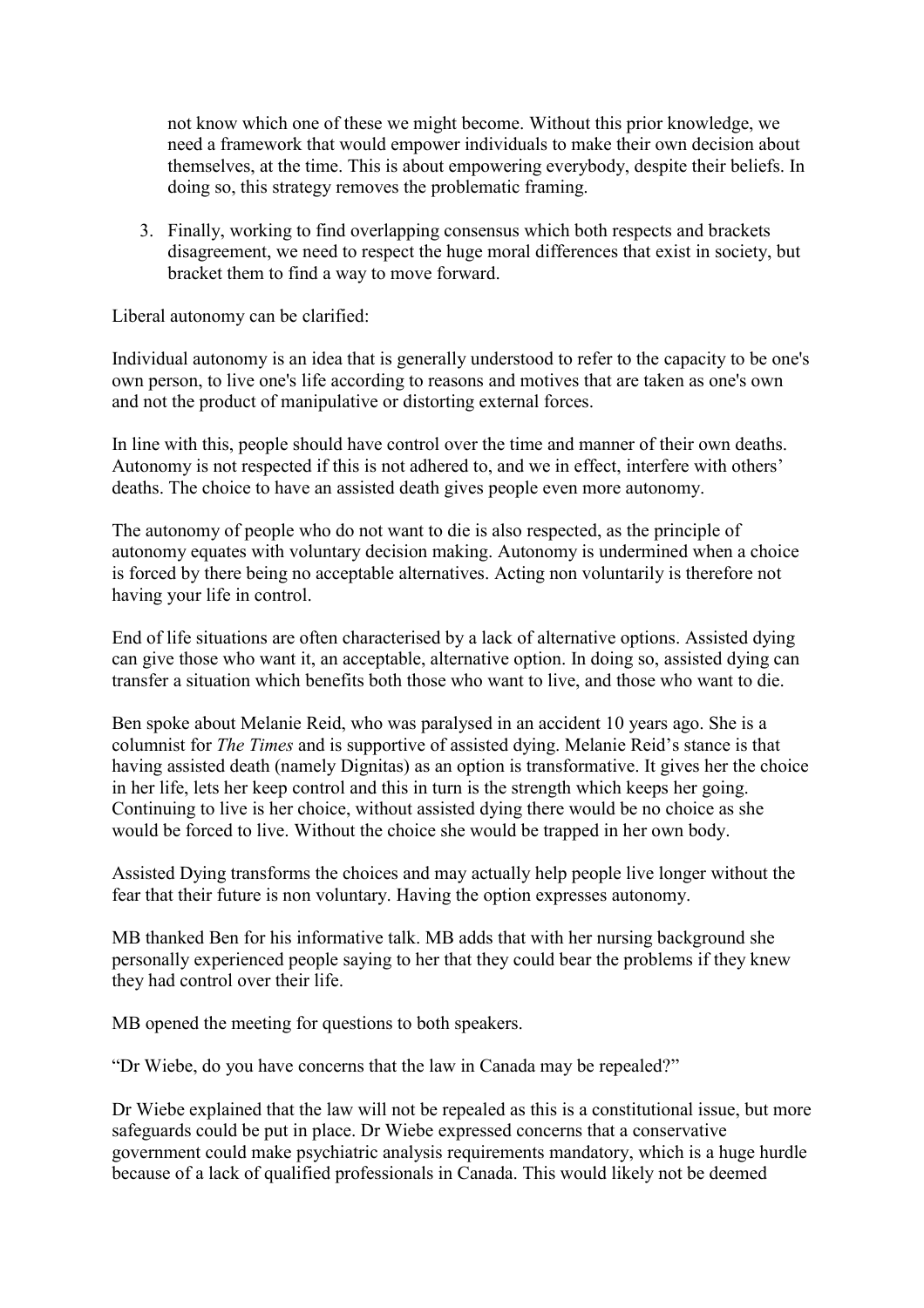not know which one of these we might become. Without this prior knowledge, we need a framework that would empower individuals to make their own decision about themselves, at the time. This is about empowering everybody, despite their beliefs. In doing so, this strategy removes the problematic framing.

3. Finally, working to find overlapping consensus which both respects and brackets disagreement, we need to respect the huge moral differences that exist in society, but bracket them to find a way to move forward.

Liberal autonomy can be clarified:

Individual autonomy is an idea that is generally understood to refer to the capacity to be one's own person, to live one's life according to reasons and motives that are taken as one's own and not the product of manipulative or distorting external forces.

In line with this, people should have control over the time and manner of their own deaths. Autonomy is not respected if this is not adhered to, and we in effect, interfere with others' deaths. The choice to have an assisted death gives people even more autonomy.

The autonomy of people who do not want to die is also respected, as the principle of autonomy equates with voluntary decision making. Autonomy is undermined when a choice is forced by there being no acceptable alternatives. Acting non voluntarily is therefore not having your life in control.

End of life situations are often characterised by a lack of alternative options. Assisted dying can give those who want it, an acceptable, alternative option. In doing so, assisted dying can transfer a situation which benefits both those who want to live, and those who want to die.

Ben spoke about Melanie Reid, who was paralysed in an accident 10 years ago. She is a columnist for *The Times* and is supportive of assisted dying. Melanie Reid's stance is that having assisted death (namely Dignitas) as an option is transformative. It gives her the choice in her life, lets her keep control and this in turn is the strength which keeps her going. Continuing to live is her choice, without assisted dying there would be no choice as she would be forced to live. Without the choice she would be trapped in her own body.

Assisted Dying transforms the choices and may actually help people live longer without the fear that their future is non voluntary. Having the option expresses autonomy.

MB thanked Ben for his informative talk. MB adds that with her nursing background she personally experienced people saying to her that they could bear the problems if they knew they had control over their life.

MB opened the meeting for questions to both speakers.

"Dr Wiebe, do you have concerns that the law in Canada may be repealed?"

Dr Wiebe explained that the law will not be repealed as this is a constitutional issue, but more safeguards could be put in place. Dr Wiebe expressed concerns that a conservative government could make psychiatric analysis requirements mandatory, which is a huge hurdle because of a lack of qualified professionals in Canada. This would likely not be deemed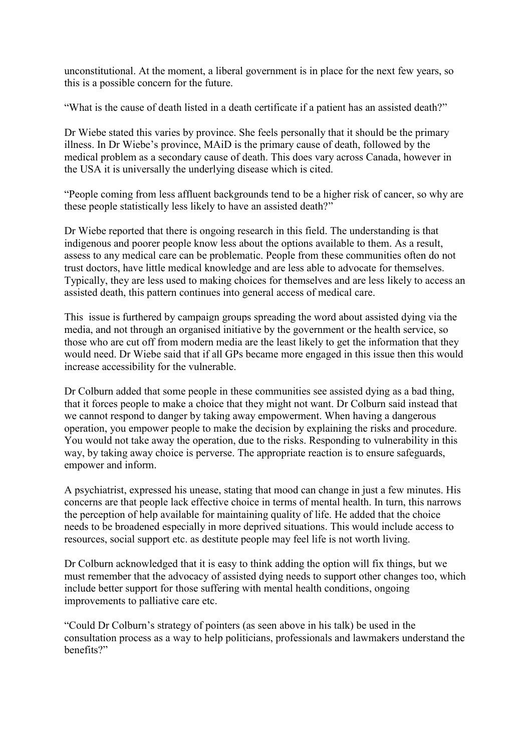unconstitutional. At the moment, a liberal government is in place for the next few years, so this is a possible concern for the future.

"What is the cause of death listed in a death certificate if a patient has an assisted death?"

Dr Wiebe stated this varies by province. She feels personally that it should be the primary illness. In Dr Wiebe's province, MAiD is the primary cause of death, followed by the medical problem as a secondary cause of death. This does vary across Canada, however in the USA it is universally the underlying disease which is cited.

"People coming from less affluent backgrounds tend to be a higher risk of cancer, so why are these people statistically less likely to have an assisted death?"

Dr Wiebe reported that there is ongoing research in this field. The understanding is that indigenous and poorer people know less about the options available to them. As a result, assess to any medical care can be problematic. People from these communities often do not trust doctors, have little medical knowledge and are less able to advocate for themselves. Typically, they are less used to making choices for themselves and are less likely to access an assisted death, this pattern continues into general access of medical care.

This issue is furthered by campaign groups spreading the word about assisted dying via the media, and not through an organised initiative by the government or the health service, so those who are cut off from modern media are the least likely to get the information that they would need. Dr Wiebe said that if all GPs became more engaged in this issue then this would increase accessibility for the vulnerable.

Dr Colburn added that some people in these communities see assisted dying as a bad thing, that it forces people to make a choice that they might not want. Dr Colburn said instead that we cannot respond to danger by taking away empowerment. When having a dangerous operation, you empower people to make the decision by explaining the risks and procedure. You would not take away the operation, due to the risks. Responding to vulnerability in this way, by taking away choice is perverse. The appropriate reaction is to ensure safeguards, empower and inform.

A psychiatrist, expressed his unease, stating that mood can change in just a few minutes. His concerns are that people lack effective choice in terms of mental health. In turn, this narrows the perception of help available for maintaining quality of life. He added that the choice needs to be broadened especially in more deprived situations. This would include access to resources, social support etc. as destitute people may feel life is not worth living.

Dr Colburn acknowledged that it is easy to think adding the option will fix things, but we must remember that the advocacy of assisted dying needs to support other changes too, which include better support for those suffering with mental health conditions, ongoing improvements to palliative care etc.

"Could Dr Colburn's strategy of pointers (as seen above in his talk) be used in the consultation process as a way to help politicians, professionals and lawmakers understand the benefits?"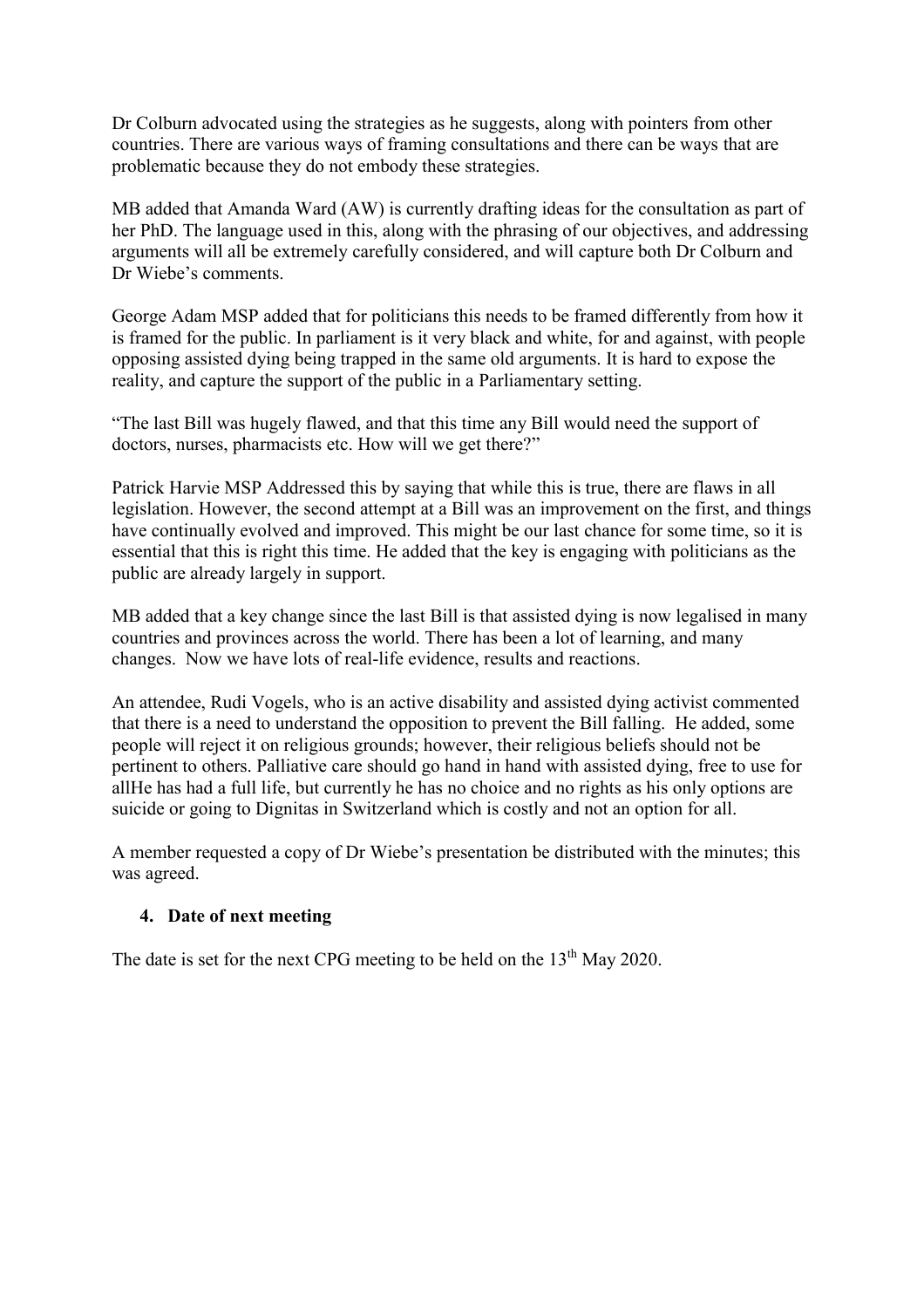Dr Colburn advocated using the strategies as he suggests, along with pointers from other countries. There are various ways of framing consultations and there can be ways that are problematic because they do not embody these strategies.

MB added that Amanda Ward (AW) is currently drafting ideas for the consultation as part of her PhD. The language used in this, along with the phrasing of our objectives, and addressing arguments will all be extremely carefully considered, and will capture both Dr Colburn and Dr Wiebe's comments.

George Adam MSP added that for politicians this needs to be framed differently from how it is framed for the public. In parliament is it very black and white, for and against, with people opposing assisted dying being trapped in the same old arguments. It is hard to expose the reality, and capture the support of the public in a Parliamentary setting.

"The last Bill was hugely flawed, and that this time any Bill would need the support of doctors, nurses, pharmacists etc. How will we get there?"

Patrick Harvie MSP Addressed this by saying that while this is true, there are flaws in all legislation. However, the second attempt at a Bill was an improvement on the first, and things have continually evolved and improved. This might be our last chance for some time, so it is essential that this is right this time. He added that the key is engaging with politicians as the public are already largely in support.

MB added that a key change since the last Bill is that assisted dying is now legalised in many countries and provinces across the world. There has been a lot of learning, and many changes. Now we have lots of real-life evidence, results and reactions.

An attendee, Rudi Vogels, who is an active disability and assisted dying activist commented that there is a need to understand the opposition to prevent the Bill falling. He added, some people will reject it on religious grounds; however, their religious beliefs should not be pertinent to others. Palliative care should go hand in hand with assisted dying, free to use for allHe has had a full life, but currently he has no choice and no rights as his only options are suicide or going to Dignitas in Switzerland which is costly and not an option for all.

A member requested a copy of Dr Wiebe's presentation be distributed with the minutes; this was agreed.

4. **Date of next meeting**

The date is set for the next CPG meeting to be held on the 13th May 2020.